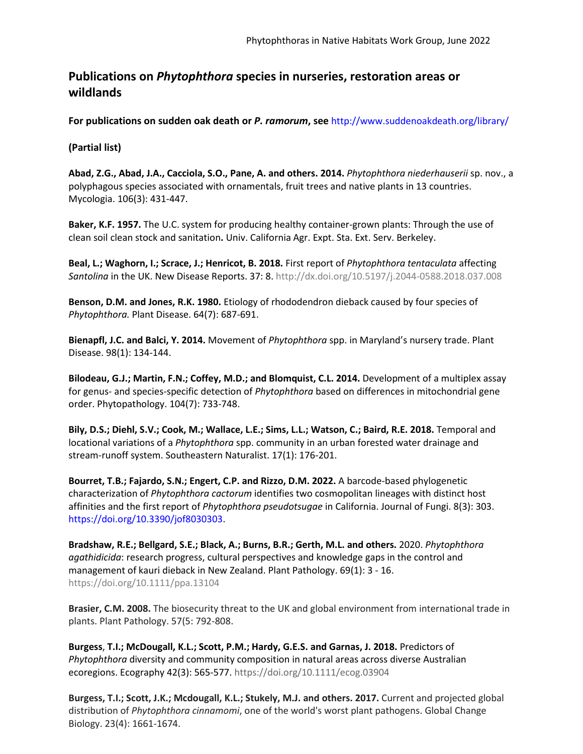# Publications on *Phytophthora* species in nurseries, restoration areas or wildlands

**For publications on sudden oak death or *P. ramorum*, see** http://www.suddenoakdeath.org/library/

**(Partial list)**

**Abad, Z.G., Abad, J.A., Cacciola, S.O., Pane, A. and others. 2014.** *Phytophthora niederhauserii* sp. nov., a polyphagous species associated with ornamentals, fruit trees and native plants in 13 countries. Mycologia. 106(3): 431-447.

**Baker, K.F. 1957.** The U.C. system for producing healthy container-grown plants: Through the use of clean soil clean stock and sanitation**.** Univ. California Agr. Expt. Sta. Ext. Serv. Berkeley.

**Beal, L.; Waghorn, I.; Scrace, J.; Henricot, B. 2018.** First report of *Phytophthora tentaculata* affecting *Santolina* in the UK. New Disease Reports. 37: 8. http://dx.doi.org/10.5197/j.2044-0588.2018.037.008

**Benson, D.M. and Jones, R.K. 1980.** Etiology of rhododendron dieback caused by four species of *Phytophthora.* Plant Disease. 64(7): 687-691.

**Bienapfl, J.C. and Balci, Y. 2014.** Movement of *Phytophthora* spp. in Maryland's nursery trade. Plant Disease. 98(1): 134-144.

**Bilodeau, G.J.; Martin, F.N.; Coffey, M.D.; and Blomquist, C.L. 2014.** Development of a multiplex assay for genus- and species-specific detection of *Phytophthora* based on differences in mitochondrial gene order. Phytopathology. 104(7): 733-748.

**Bily, D.S.; Diehl, S.V.; Cook, M.; Wallace, L.E.; Sims, L.L.; Watson, C.; Baird, R.E. 2018.** Temporal and locational variations of a *Phytophthora* spp. community in an urban forested water drainage and stream-runoff system. Southeastern Naturalist. 17(1): 176-201.

**Bourret, T.B.; Fajardo, S.N.; Engert, C.P. and Rizzo, D.M. 2022.** A barcode-based phylogenetic characterization of *Phytophthora cactorum* identifies two cosmopolitan lineages with distinct host affinities and the first report of *Phytophthora pseudotsugae* in California. Journal of Fungi. 8(3): 303. https://doi.org/10.3390/jof8030303.

**Bradshaw, R.E.; Bellgard, S.E.; Black, A.; Burns, B.R.; Gerth, M.L. and others.** 2020. *Phytophthora agathidicida*: research progress, cultural perspectives and knowledge gaps in the control and management of kauri dieback in New Zealand. Plant Pathology. 69(1): 3 - 16. https://doi.org/10.1111/ppa.13104

**Brasier, C.M. 2008.** The biosecurity threat to the UK and global environment from international trade in plants. Plant Pathology. 57(5: 792-808.

**Burgess**, **T.I.; McDougall, K.L.; Scott, P.M.; Hardy, G.E.S. and Garnas, J. 2018.** Predictors of *Phytophthora* diversity and community composition in natural areas across diverse Australian ecoregions. Ecography 42(3): 565-577. https://doi.org/10.1111/ecog.03904

**Burgess, T.I.; Scott, J.K.; Mcdougall, K.L.; Stukely, M.J. and others. 2017.** Current and projected global distribution of *Phytophthora cinnamomi*, one of the world's worst plant pathogens. Global Change Biology. 23(4): 1661-1674.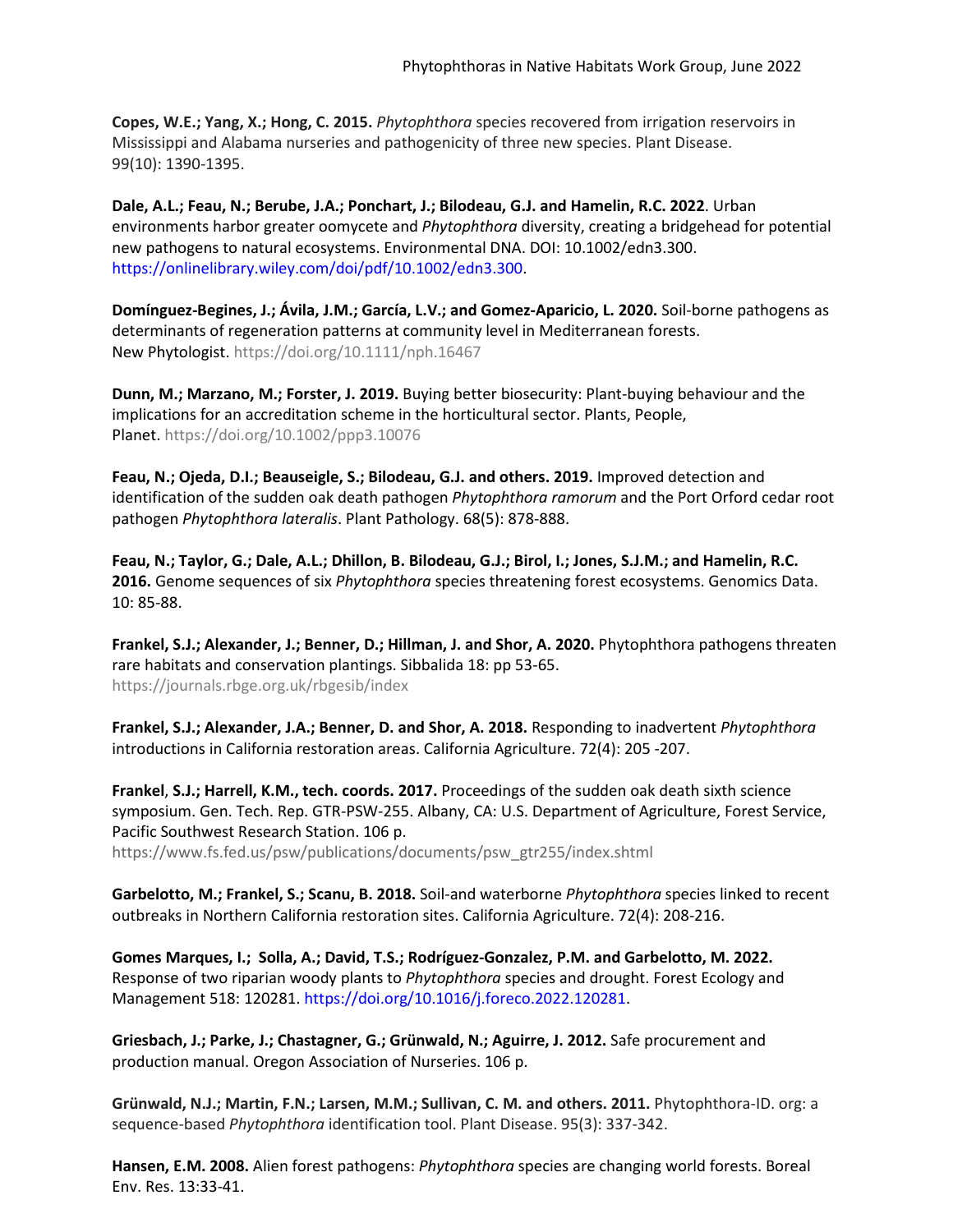**Copes, W.E.; Yang, X.; Hong, C. 2015.** *Phytophthora* species recovered from irrigation reservoirs in Mississippi and Alabama nurseries and pathogenicity of three new species. Plant Disease. 99(10): 1390-1395.

**Dale, A.L.; Feau, N.; Berube, J.A.; Ponchart, J.; Bilodeau, G.J. and Hamelin, R.C. 2022**. Urban environments harbor greater oomycete and *Phytophthora* diversity, creating a bridgehead for potential new pathogens to natural ecosystems. Environmental DNA. DOI: 10.1002/edn3.300. https://onlinelibrary.wiley.com/doi/pdf/10.1002/edn3.300.

**Domínguez-Begines, J.; Ávila, J.M.; García, L.V.; and Gomez-Aparicio, L. 2020.** Soil-borne pathogens as determinants of regeneration patterns at community level in Mediterranean forests. New Phytologist. https://doi.org/10.1111/nph.16467

**Dunn, M.; Marzano, M.; Forster, J. 2019.** Buying better biosecurity: Plant-buying behaviour and the implications for an accreditation scheme in the horticultural sector. Plants, People, Planet. https://doi.org/10.1002/ppp3.10076

**Feau, N.; Ojeda, D.I.; Beauseigle, S.; Bilodeau, G.J. and others. 2019.** Improved detection and identification of the sudden oak death pathogen *Phytophthora ramorum* and the Port Orford cedar root pathogen *Phytophthora lateralis*. Plant Pathology. 68(5): 878-888.

**Feau, N.; Taylor, G.; Dale, A.L.; Dhillon, B. Bilodeau, G.J.; Birol, I.; Jones, S.J.M.; and Hamelin, R.C. 2016.** Genome sequences of six *Phytophthora* species threatening forest ecosystems. Genomics Data. 10: 85-88.

**Frankel, S.J.; Alexander, J.; Benner, D.; Hillman, J. and Shor, A. 2020.** Phytophthora pathogens threaten rare habitats and conservation plantings. Sibbalida 18: pp 53-65. https://journals.rbge.org.uk/rbgesib/index

**Frankel, S.J.; Alexander, J.A.; Benner, D. and Shor, A. 2018.** Responding to inadvertent *Phytophthora* introductions in California restoration areas. California Agriculture. 72(4): 205 -207.

**Frankel, S.J.; Harrell, K.M., tech. coords. 2017.** Proceedings of the sudden oak death sixth science symposium. Gen. Tech. Rep. GTR-PSW-255. Albany, CA: U.S. Department of Agriculture, Forest Service, Pacific Southwest Research Station. 106 p. https://www.fs.fed.us/psw/publications/documents/psw_gtr255/index.shtml

**Garbelotto, M.; Frankel, S.; Scanu, B. 2018.** Soil-and waterborne *Phytophthora* species linked to recent outbreaks in Northern California restoration sites. California Agriculture. 72(4): 208-216.

**Gomes Marques, I.; Solla, A.; David, T.S.; Rodríguez-Gonzalez, P.M. and Garbelotto, M. 2022.** Response of two riparian woody plants to *Phytophthora* species and drought. Forest Ecology and Management 518: 120281. https://doi.org/10.1016/j.foreco.2022.120281.

**Griesbach, J.; Parke, J.; Chastagner, G.; Grünwald, N.; Aguirre, J. 2012.** Safe procurement and production manual. Oregon Association of Nurseries. 106 p.

**Grünwald, N.J.; Martin, F.N.; Larsen, M.M.; Sullivan, C. M. and others. 2011.** Phytophthora-ID. org: a sequence-based *Phytophthora* identification tool. Plant Disease. 95(3): 337-342.

**Hansen, E.M. 2008.** Alien forest pathogens: *Phytophthora* species are changing world forests. Boreal Env. Res. 13:33-41.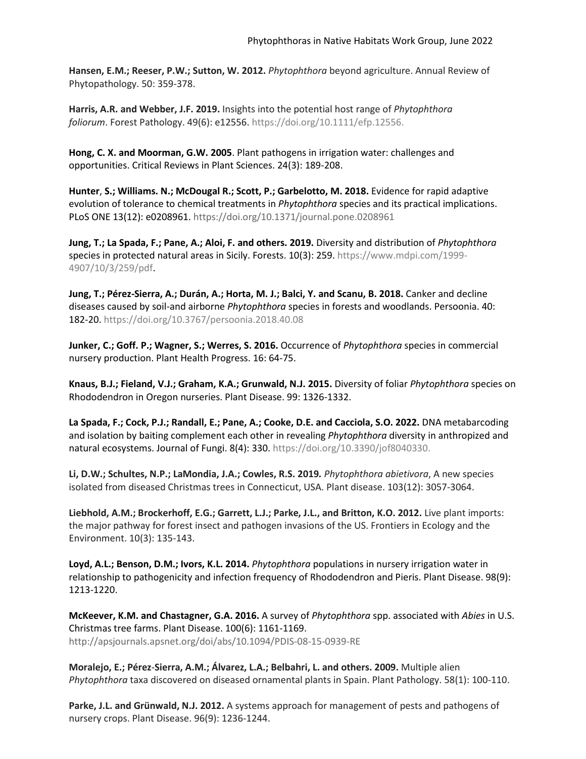**Hansen, E.M.; Reeser, P.W.; Sutton, W. 2012.** *Phytophthora* beyond agriculture. Annual Review of Phytopathology. 50: 359-378.

**Harris, A.R. and Webber, J.F. 2019.** Insights into the potential host range of *Phytophthora foliorum*. Forest Pathology. 49(6): e12556. https://doi.org/10.1111/efp.12556.

**Hong, C. X. and Moorman, G.W. 2005**. Plant pathogens in irrigation water: challenges and opportunities. Critical Reviews in Plant Sciences. 24(3): 189-208.

**Hunter, S.; Williams. N.; McDougal R.; Scott, P.; Garbelotto, M. 2018.** Evidence for rapid adaptive evolution of tolerance to chemical treatments in *Phytophthora* species and its practical implications. PLoS ONE 13(12): e0208961. https://doi.org/10.1371/journal.pone.0208961

**Jung, T.; La Spada, F.; Pane, A.; Aloi, F. and others. 2019.** Diversity and distribution of *Phytophthora* species in protected natural areas in Sicily. Forests. 10(3): 259. https://www.mdpi.com/1999-4907/10/3/259/pdf.

**Jung, T.; Pérez-Sierra, A.; Durán, A.; Horta, M. J.; Balci, Y. and Scanu, B. 2018.** Canker and decline diseases caused by soil-and airborne *Phytophthora* species in forests and woodlands. Persoonia. 40: 182-20. https://doi.org/10.3767/persoonia.2018.40.08

**Junker, C.; Goff. P.; Wagner, S.; Werres, S. 2016.** Occurrence of *Phytophthora* species in commercial nursery production. Plant Health Progress. 16: 64-75.

**Knaus, B.J.; Fieland, V.J.; Graham, K.A.; Grunwald, N.J. 2015.** Diversity of foliar *Phytophthora* species on Rhododendron in Oregon nurseries. Plant Disease. 99: 1326-1332.

**La Spada, F.; Cock, P.J.; Randall, E.; Pane, A.; Cooke, D.E. and Cacciola, S.O. 2022.** DNA metabarcoding and isolation by baiting complement each other in revealing *Phytophthora* diversity in anthropized and natural ecosystems. Journal of Fungi. 8(4): 330. https://doi.org/10.3390/jof8040330.

**Li, D.W.; Schultes, N.P.; LaMondia, J.A.; Cowles, R.S. 2019.** *Phytophthora abietivora*, A new species isolated from diseased Christmas trees in Connecticut, USA. Plant disease. 103(12): 3057-3064.

**Liebhold, A.M.; Brockerhoff, E.G.; Garrett, L.J.; Parke, J.L., and Britton, K.O. 2012.** Live plant imports: the major pathway for forest insect and pathogen invasions of the US. Frontiers in Ecology and the Environment. 10(3): 135-143.

**Loyd, A.L.; Benson, D.M.; Ivors, K.L. 2014.** *Phytophthora* populations in nursery irrigation water in relationship to pathogenicity and infection frequency of Rhododendron and Pieris. Plant Disease. 98(9): 1213-1220.

**McKeever, K.M. and Chastagner, G.A. 2016.** A survey of *Phytophthora* spp. associated with *Abies* in U.S. Christmas tree farms. Plant Disease. 100(6): 1161-1169. http://apsjournals.apsnet.org/doi/abs/10.1094/PDIS-08-15-0939-RE

**Moralejo, E.; Pérez-Sierra, A.M.; Álvarez, L.A.; Belbahri, L. and others. 2009.** Multiple alien *Phytophthora* taxa discovered on diseased ornamental plants in Spain. Plant Pathology. 58(1): 100-110.

**Parke, J.L. and Grünwald, N.J. 2012.** A systems approach for management of pests and pathogens of nursery crops. Plant Disease. 96(9): 1236-1244.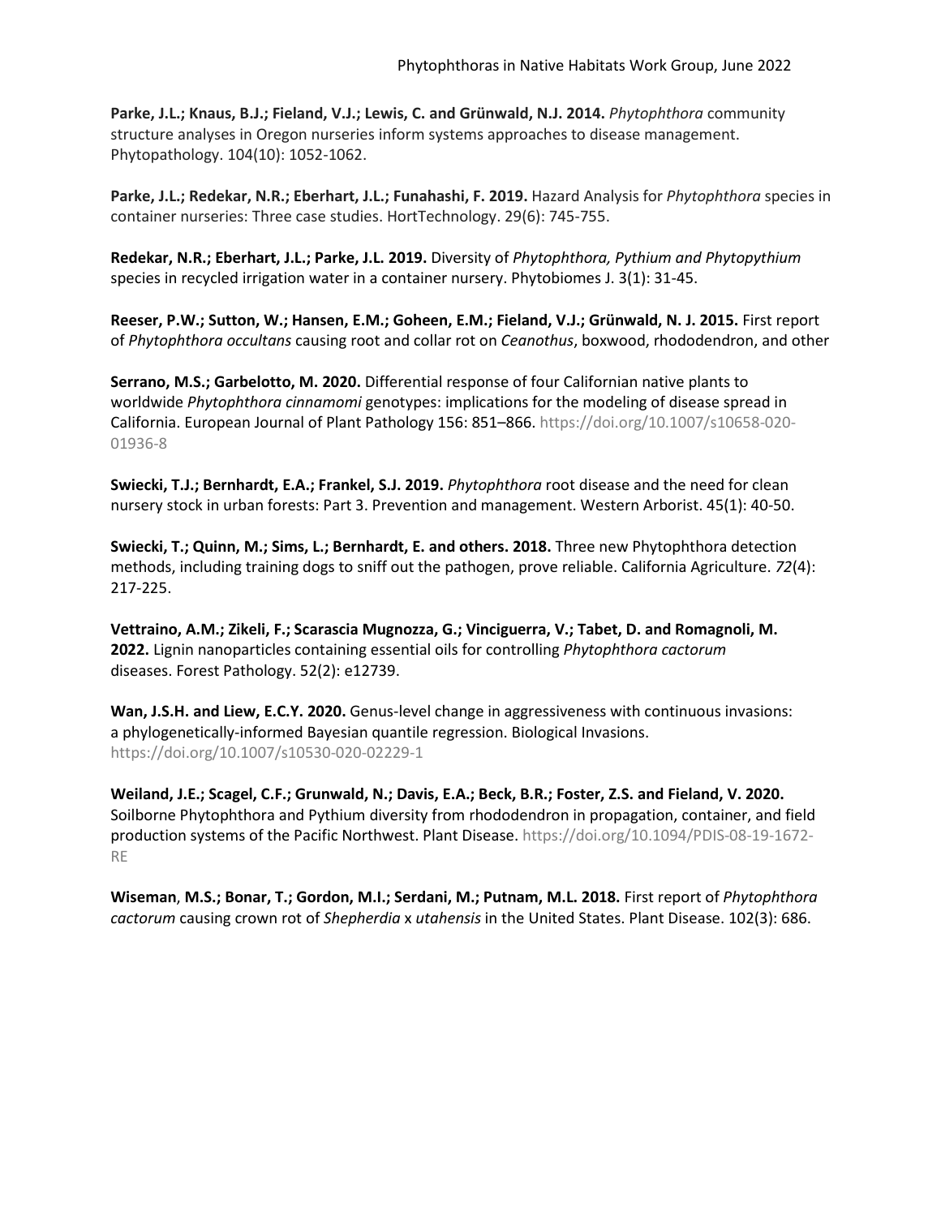**Parke, J.L.; Knaus, B.J.; Fieland, V.J.; Lewis, C. and Grünwald, N.J. 2014.** *Phytophthora* community structure analyses in Oregon nurseries inform systems approaches to disease management. Phytopathology. 104(10): 1052-1062.

**Parke, J.L.; Redekar, N.R.; Eberhart, J.L.; Funahashi, F. 2019.** Hazard Analysis for *Phytophthora* species in container nurseries: Three case studies. HortTechnology. 29(6): 745-755.

**Redekar, N.R.; Eberhart, J.L.; Parke, J.L. 2019.** Diversity of *Phytophthora, Pythium and Phytopythium* species in recycled irrigation water in a container nursery. Phytobiomes J. 3(1): 31-45.

**Reeser, P.W.; Sutton, W.; Hansen, E.M.; Goheen, E.M.; Fieland, V.J.; Grünwald, N. J. 2015.** First report of *Phytophthora occultans* causing root and collar rot on *Ceanothus*, boxwood, rhododendron, and other

**Serrano, M.S.; Garbelotto, M. 2020.** Differential response of four Californian native plants to worldwide *Phytophthora cinnamomi* genotypes: implications for the modeling of disease spread in California. European Journal of Plant Pathology 156: 851–866. https://doi.org/10.1007/s10658-020-01936-8

**Swiecki, T.J.; Bernhardt, E.A.; Frankel, S.J. 2019.** *Phytophthora* root disease and the need for clean nursery stock in urban forests: Part 3. Prevention and management. Western Arborist. 45(1): 40-50.

**Swiecki, T.; Quinn, M.; Sims, L.; Bernhardt, E. and others. 2018.** Three new Phytophthora detection methods, including training dogs to sniff out the pathogen, prove reliable. California Agriculture. *72*(4): 217-225.

**Vettraino, A.M.; Zikeli, F.; Scarascia Mugnozza, G.; Vinciguerra, V.; Tabet, D. and Romagnoli, M. 2022.** Lignin nanoparticles containing essential oils for controlling *Phytophthora cactorum* diseases. Forest Pathology. 52(2): e12739.

**Wan, J.S.H. and Liew, E.C.Y. 2020.** Genus-level change in aggressiveness with continuous invasions: a phylogenetically-informed Bayesian quantile regression. Biological Invasions. https://doi.org/10.1007/s10530-020-02229-1

**Weiland, J.E.; Scagel, C.F.; Grunwald, N.; Davis, E.A.; Beck, B.R.; Foster, Z.S. and Fieland, V. 2020.** Soilborne Phytophthora and Pythium diversity from rhododendron in propagation, container, and field production systems of the Pacific Northwest. Plant Disease. https://doi.org/10.1094/PDIS-08-19-1672-RE

**Wiseman, M.S.; Bonar, T.; Gordon, M.I.; Serdani, M.; Putnam, M.L. 2018.** First report of *Phytophthora cactorum* causing crown rot of *Shepherdia* x *utahensis* in the United States. Plant Disease. 102(3): 686.